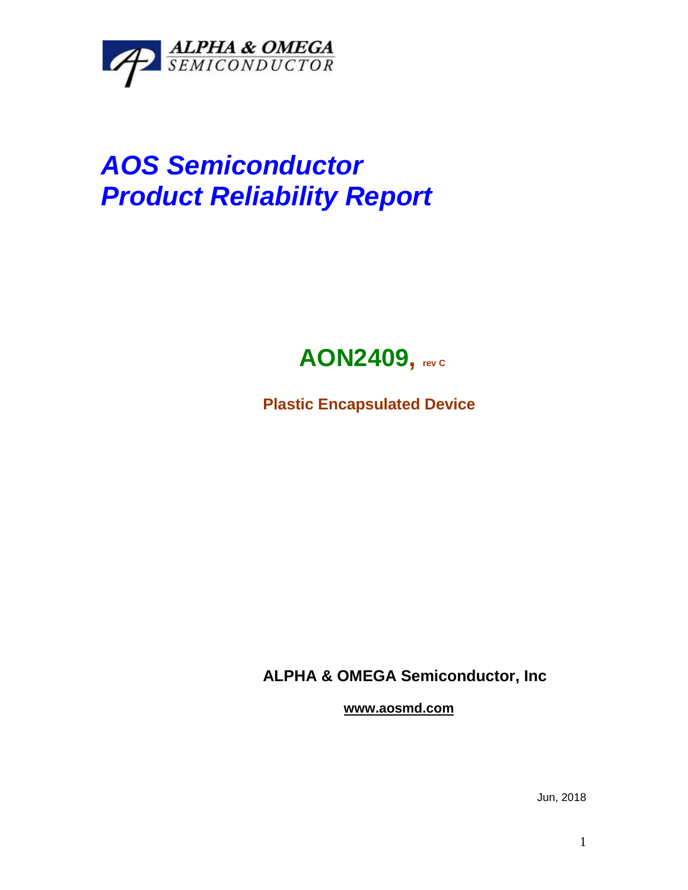ALPHA & OMEGA
SEMICONDUCTOR

# AOS Semiconductor
# Product Reliability Report

## AON2409, rev C

**Plastic Encapsulated Device**

**ALPHA & OMEGA Semiconductor, Inc**

**www.aosmd.com**

Jun, 2018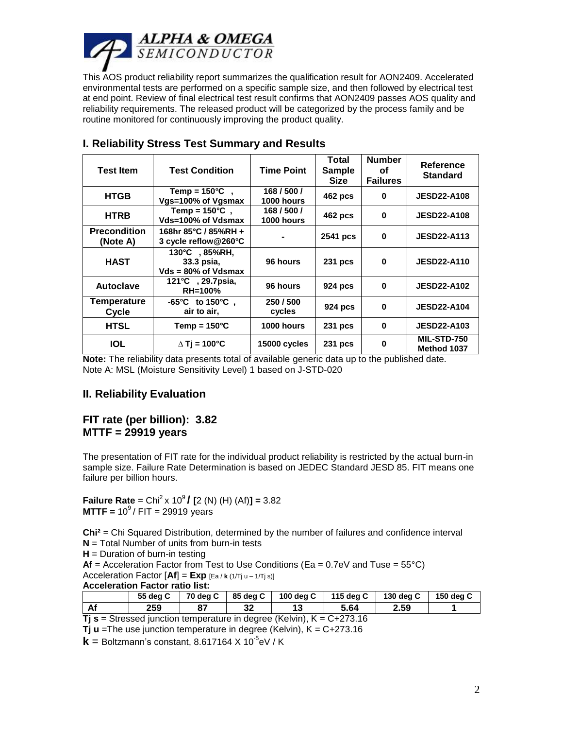This AOS product reliability report summarizes the qualification result for AON2409. Accelerated environmental tests are performed on a specific sample size, and then followed by electrical test at end point. Review of final electrical test result confirms that AON2409 passes AOS quality and reliability requirements. The released product will be categorized by the process family and be routine monitored for continuously improving the product quality.

## I. Reliability Stress Test Summary and Results

| Test Item | Test Condition | Time Point | Total Sample Size | Number of Failures | Reference Standard |
|---|---|---|---|---|---|
| HTGB | Temp = 150°C , Vgs=100% of Vgsmax | 168 / 500 / 1000 hours | 462 pcs | 0 | JESD22-A108 |
| HTRB | Temp = 150°C , Vds=100% of Vdsmax | 168 / 500 / 1000 hours | 462 pcs | 0 | JESD22-A108 |
| Precondition (Note A) | 168hr 85°C / 85%RH + 3 cycle reflow@260°C | - | 2541 pcs | 0 | JESD22-A113 |
| HAST | 130°C , 85%RH, 33.3 psia, Vds = 80% of Vdsmax | 96 hours | 231 pcs | 0 | JESD22-A110 |
| Autoclave | 121°C , 29.7psia, RH=100% | 96 hours | 924 pcs | 0 | JESD22-A102 |
| Temperature Cycle | -65°C to 150°C , air to air, | 250 / 500 cycles | 924 pcs | 0 | JESD22-A104 |
| HTSL | Temp = 150°C | 1000 hours | 231 pcs | 0 | JESD22-A103 |
| IOL | $\Delta$ Tj = 100°C | 15000 cycles | 231 pcs | 0 | MIL-STD-750 Method 1037 |

**Note:** The reliability data presents total of available generic data up to the published date.
Note A: MSL (Moisture Sensitivity Level) 1 based on J-STD-020

## II. Reliability Evaluation

### FIT rate (per billion): 3.82
### MTTF = 29919 years

The presentation of FIT rate for the individual product reliability is restricted by the actual burn-in sample size. Failure Rate Determination is based on JEDEC Standard JESD 85. FIT means one failure per billion hours.

**Failure Rate** = $Chi^2 \times 10^9$ **/ [**2 (N) (H) (Af)**] =** 3.82
**MTTF =** $10^9$ / FIT = 29919 years

**Chi²** = Chi Squared Distribution, determined by the number of failures and confidence interval
**N** = Total Number of units from burn-in tests
**H** = Duration of burn-in testing
**Af** = Acceleration Factor from Test to Use Conditions (Ea = 0.7eV and Tuse = 55°C)
Acceleration Factor [**Af**] = **Exp** [Ea / **k** (1/Tj u – 1/Tj s)]
**Acceleration Factor ratio list:**

| | 55 deg C | 70 deg C | 85 deg C | 100 deg C | 115 deg C | 130 deg C | 150 deg C |
|---|---|---|---|---|---|---|---|
| Af | 259 | 87 | 32 | 13 | 5.64 | 2.59 | 1 |

**Tj s** = Stressed junction temperature in degree (Kelvin), K = C+273.16
**Tj u** =The use junction temperature in degree (Kelvin), K = C+273.16
**k** = Boltzmann's constant, 8.617164 X $10^{-5}$eV / K